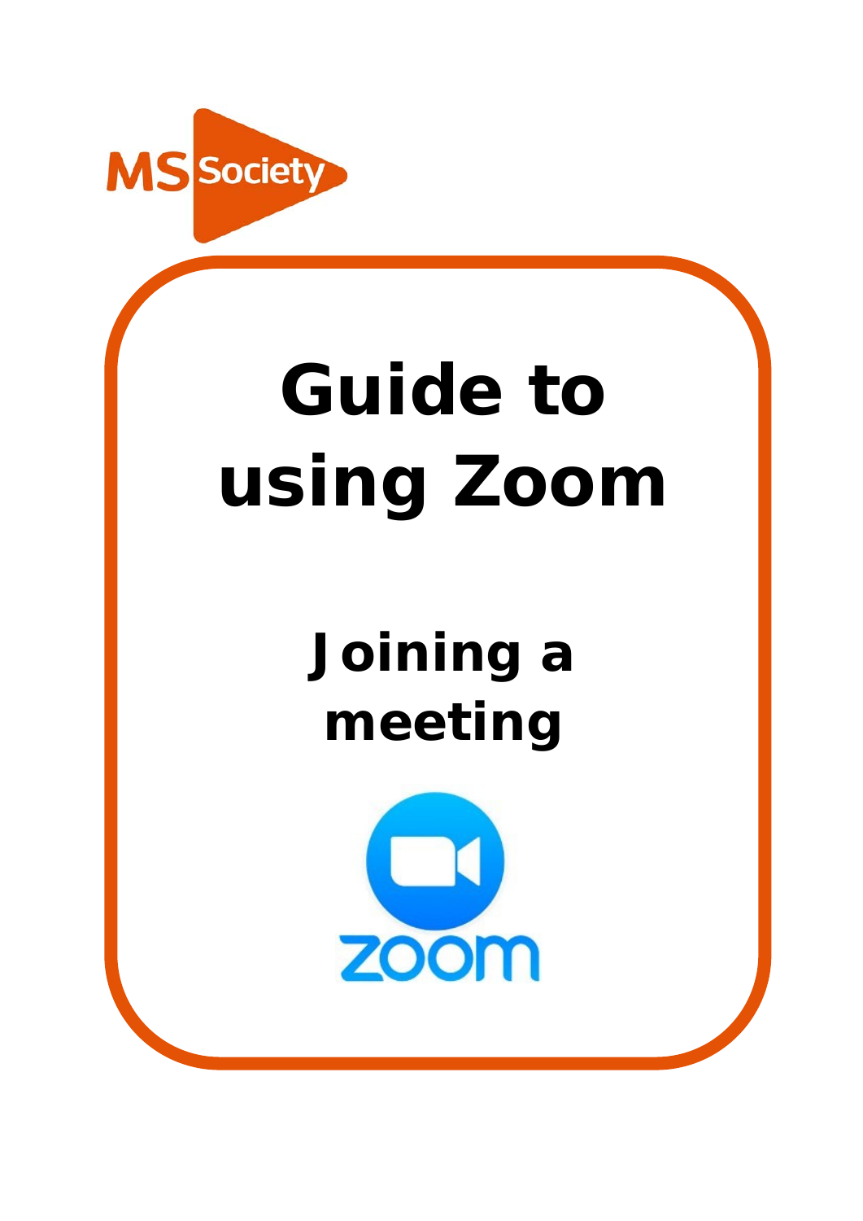# Guide to using Zoom

## Joining a meeting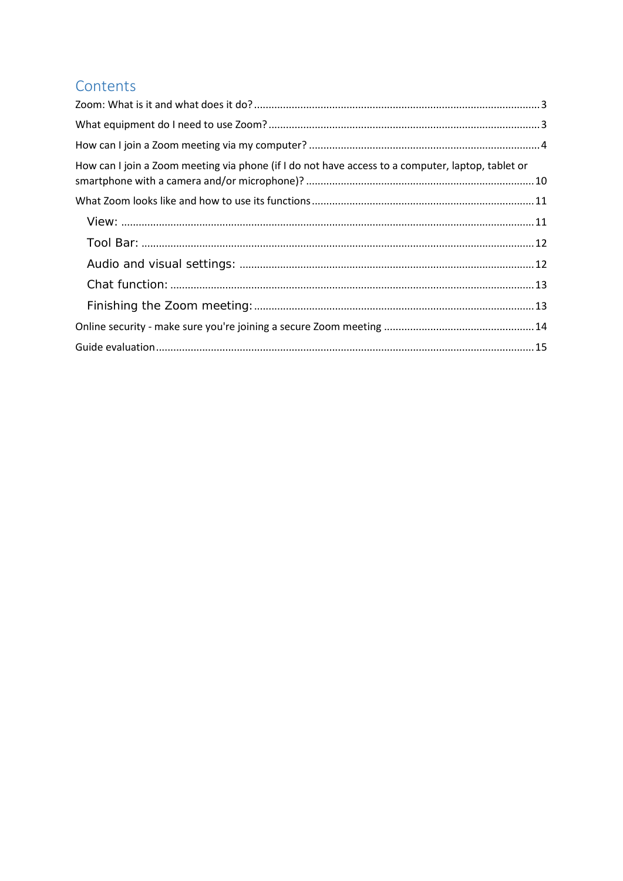# Contents

Zoom: What is it and what does it do? .......... 3

What equipment do I need to use Zoom? .......... 3

How can I join a Zoom meeting via my computer? .......... 4

How can I join a Zoom meeting via phone (if I do not have access to a computer, laptop, tablet or smartphone with a camera and/or microphone)? .......... 10

What Zoom looks like and how to use its functions .......... 11

- View: .......... 11
- Tool Bar: .......... 12
- Audio and visual settings: .......... 12
- Chat function: .......... 13
- Finishing the Zoom meeting: .......... 13

Online security - make sure you're joining a secure Zoom meeting .......... 14

Guide evaluation .......... 15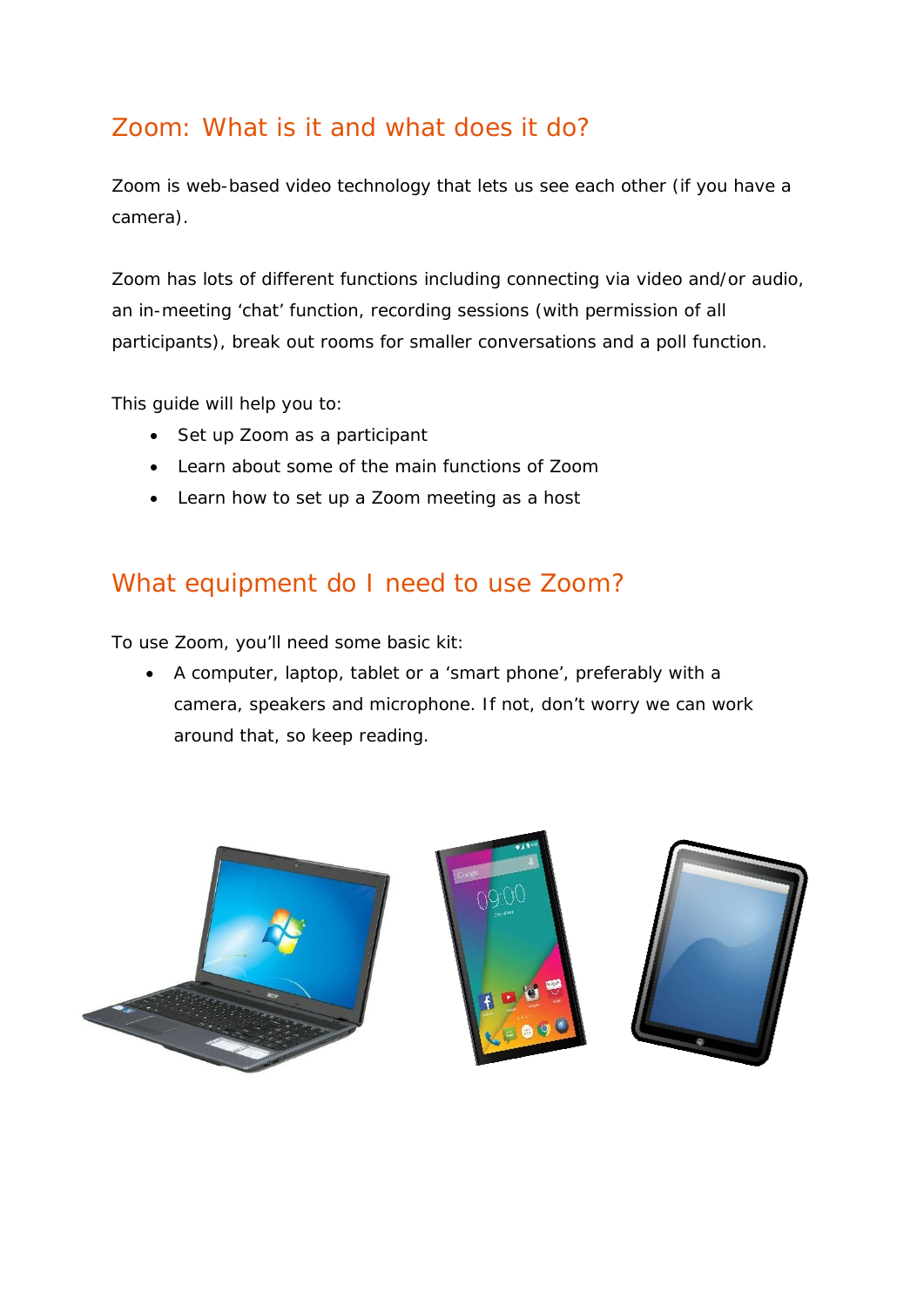## Zoom: What is it and what does it do?

Zoom is web-based video technology that lets us see each other (if you have a camera).

Zoom has lots of different functions including connecting via video and/or audio, an in-meeting 'chat' function, recording sessions (with permission of all participants), break out rooms for smaller conversations and a poll function.

This guide will help you to:

- Set up Zoom as a participant
- Learn about some of the main functions of Zoom
- Learn how to set up a Zoom meeting as a host

## What equipment do I need to use Zoom?

To use Zoom, you'll need some basic kit:

- A computer, laptop, tablet or a 'smart phone', preferably with a camera, speakers and microphone. If not, don't worry we can work around that, so keep reading.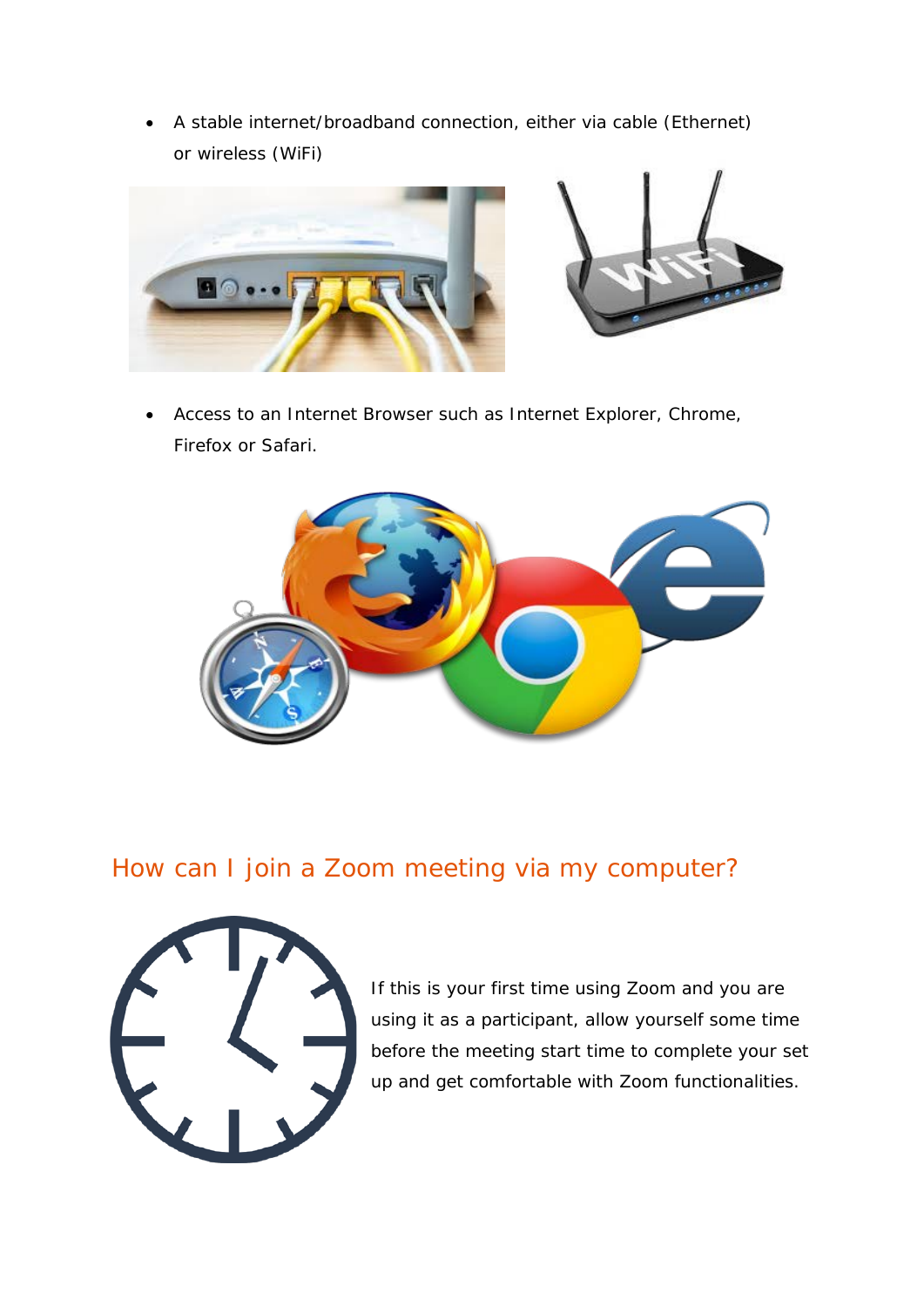- A stable internet/broadband connection, either via cable (Ethernet) or wireless (WiFi)

- Access to an Internet Browser such as Internet Explorer, Chrome, Firefox or Safari.

## How can I join a Zoom meeting via my computer?

If this is your first time using Zoom and you are using it as a participant, allow yourself some time before the meeting start time to complete your set up and get comfortable with Zoom functionalities.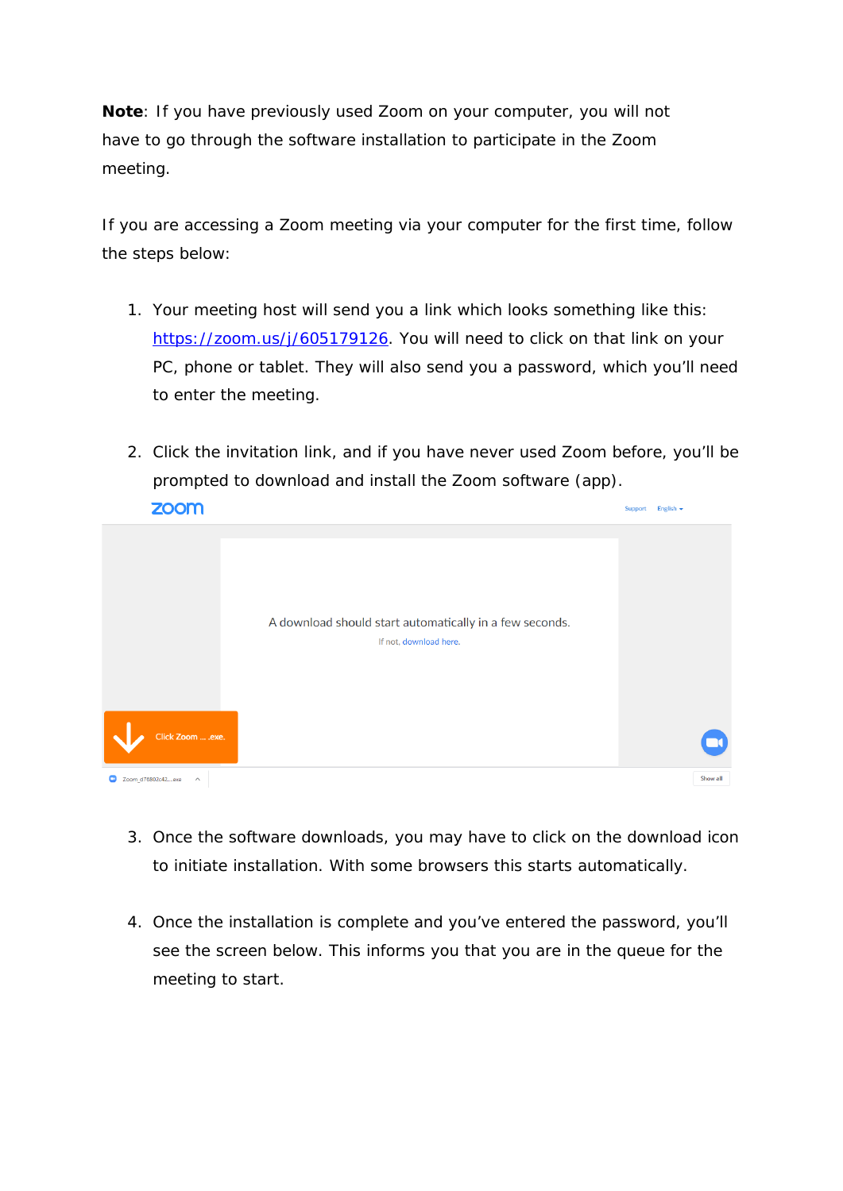**Note**: If you have previously used Zoom on your computer, you will not have to go through the software installation to participate in the Zoom meeting.

If you are accessing a Zoom meeting via your computer for the first time, follow the steps below:

1. Your meeting host will send you a link which looks something like this: [https://zoom.us/j/605179126](https://zoom.us/j/605179126). You will need to click on that link on your PC, phone or tablet. They will also send you a password, which you'll need to enter the meeting.

2. Click the invitation link, and if you have never used Zoom before, you'll be prompted to download and install the Zoom software (app).

3. Once the software downloads, you may have to click on the download icon to initiate installation. With some browsers this starts automatically.

4. Once the installation is complete and you've entered the password, you'll see the screen below. This informs you that you are in the queue for the meeting to start.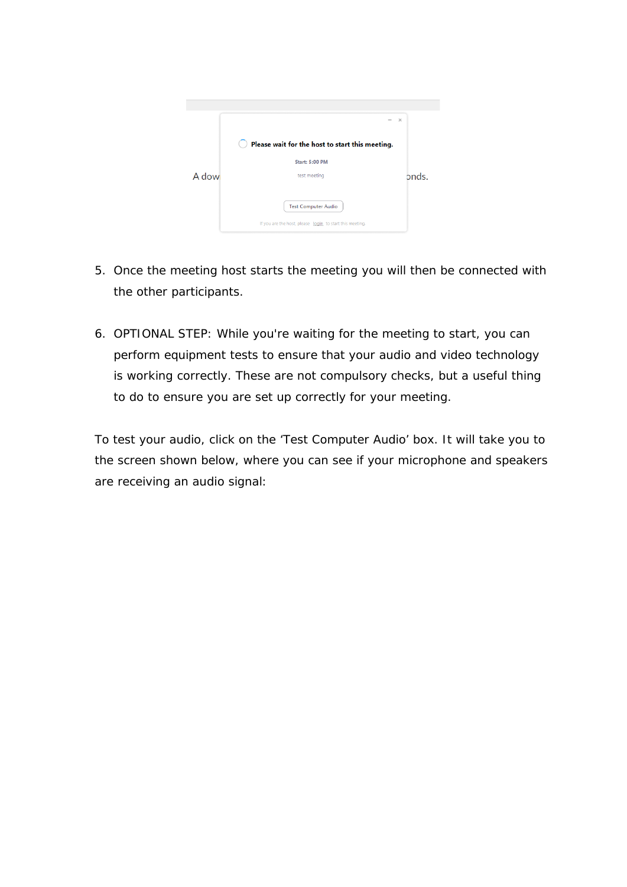5. Once the meeting host starts the meeting you will then be connected with the other participants.

6. OPTIONAL STEP: While you're waiting for the meeting to start, you can perform equipment tests to ensure that your audio and video technology is working correctly. These are not compulsory checks, but a useful thing to do to ensure you are set up correctly for your meeting.

To test your audio, click on the 'Test Computer Audio' box. It will take you to the screen shown below, where you can see if your microphone and speakers are receiving an audio signal: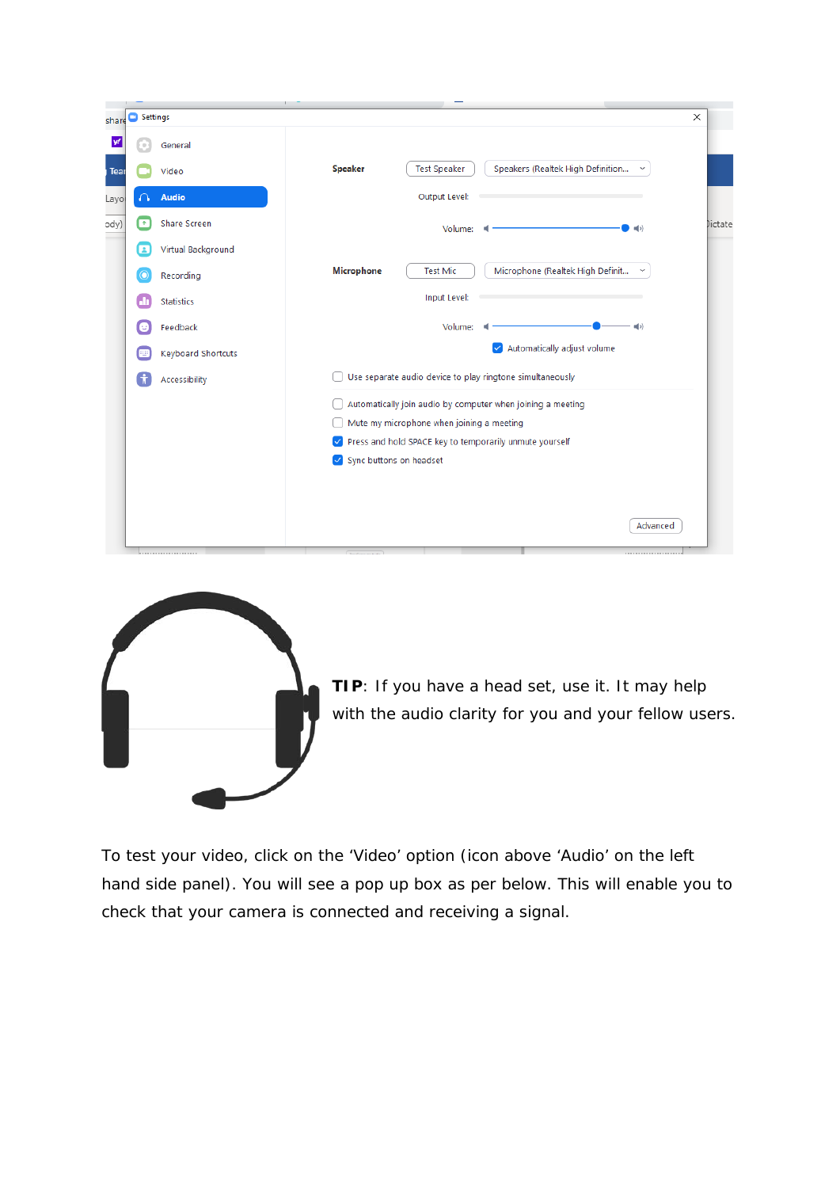**TIP**: If you have a head set, use it. It may help with the audio clarity for you and your fellow users.

To test your video, click on the ‘Video’ option (icon above ‘Audio’ on the left hand side panel). You will see a pop up box as per below. This will enable you to check that your camera is connected and receiving a signal.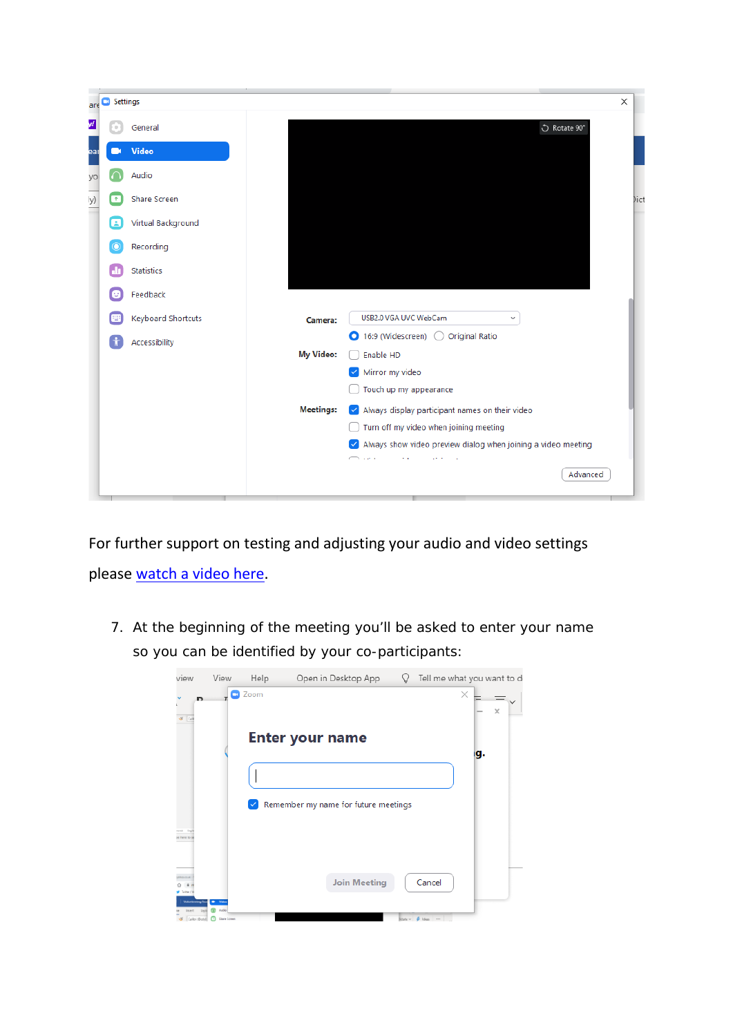For further support on testing and adjusting your audio and video settings please watch a video here.

7. At the beginning of the meeting you'll be asked to enter your name so you can be identified by your co-participants: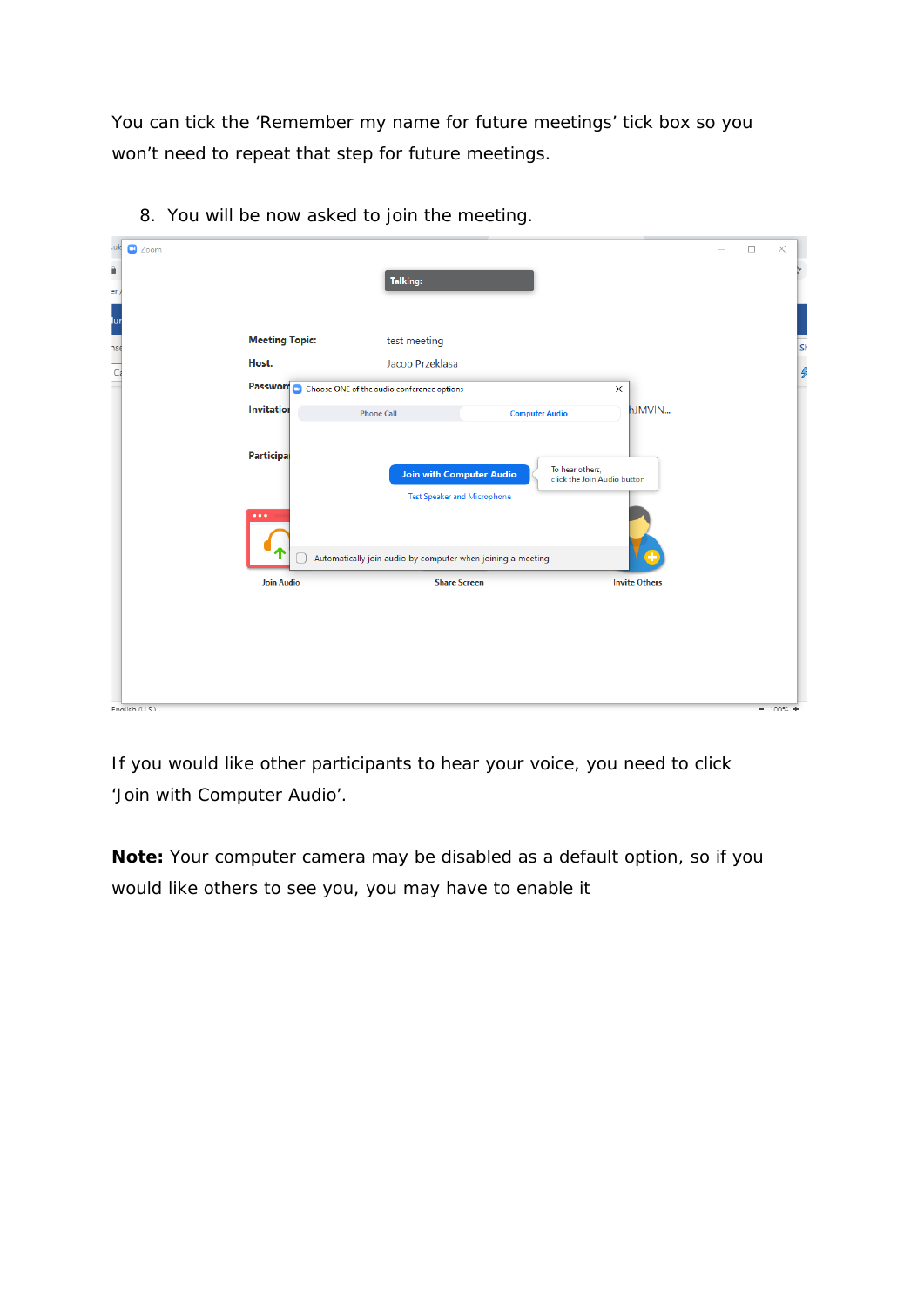You can tick the ‘Remember my name for future meetings’ tick box so you won’t need to repeat that step for future meetings.

8. You will be now asked to join the meeting.

If you would like other participants to hear your voice, you need to click ‘Join with Computer Audio’.

**Note:** Your computer camera may be disabled as a default option, so if you would like others to see you, you may have to enable it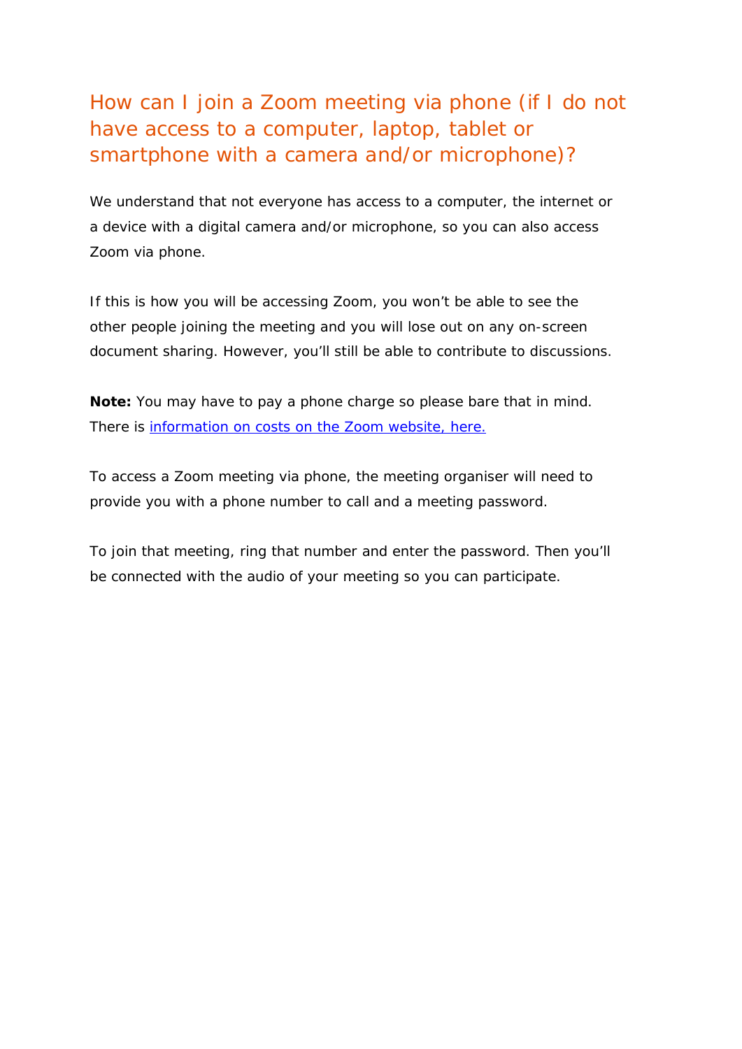## How can I join a Zoom meeting via phone (if I do not have access to a computer, laptop, tablet or smartphone with a camera and/or microphone)?

We understand that not everyone has access to a computer, the internet or a device with a digital camera and/or microphone, so you can also access Zoom via phone.

If this is how you will be accessing Zoom, you won't be able to see the other people joining the meeting and you will lose out on any on-screen document sharing. However, you'll still be able to contribute to discussions.

**Note:** You may have to pay a phone charge so please bare that in mind. There is information on costs on the Zoom website, here.

To access a Zoom meeting via phone, the meeting organiser will need to provide you with a phone number to call and a meeting password.

To join that meeting, ring that number and enter the password. Then you'll be connected with the audio of your meeting so you can participate.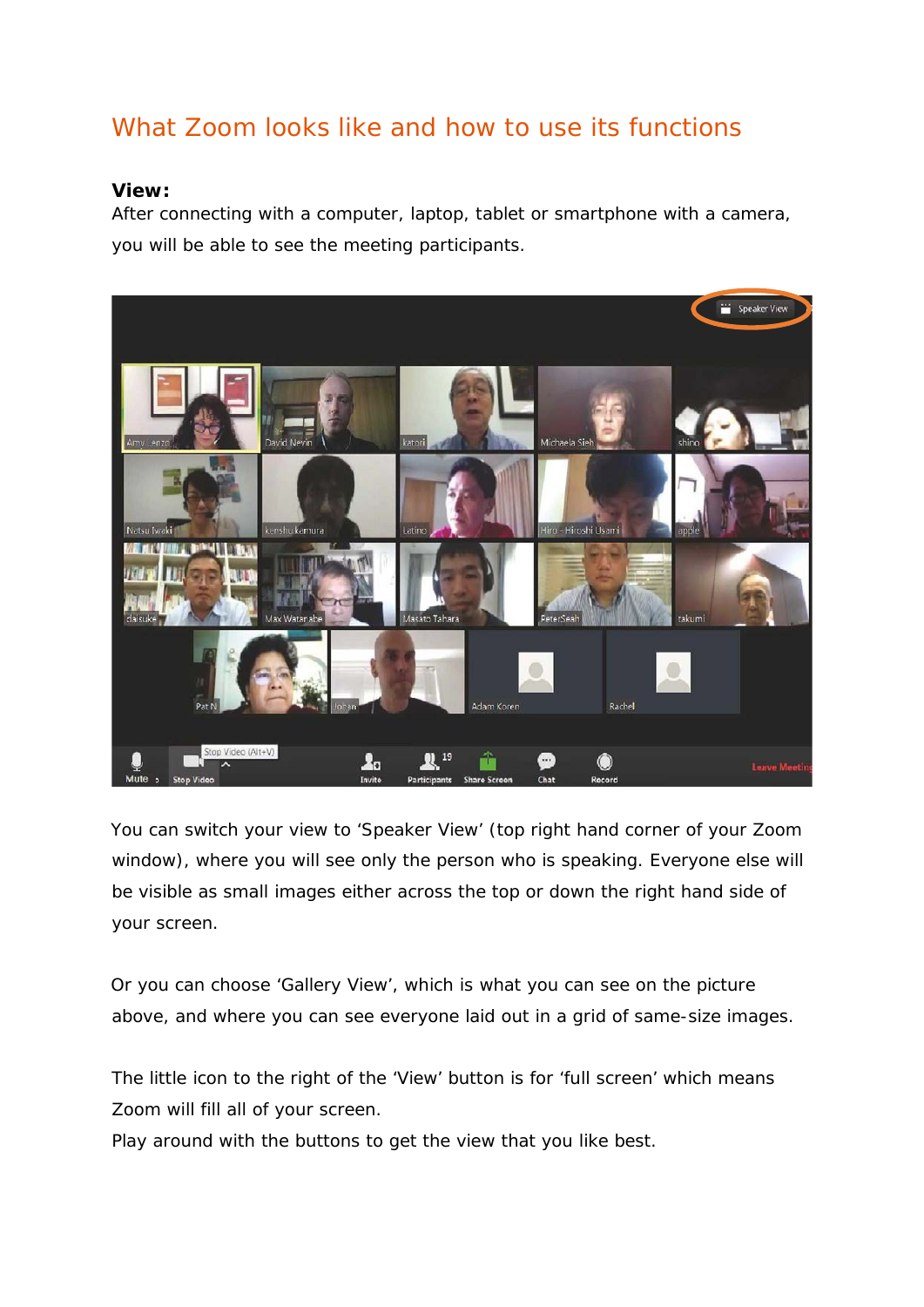# What Zoom looks like and how to use its functions

**View:**
After connecting with a computer, laptop, tablet or smartphone with a camera, you will be able to see the meeting participants.

You can switch your view to 'Speaker View' (top right hand corner of your Zoom window), where you will see only the person who is speaking. Everyone else will be visible as small images either across the top or down the right hand side of your screen.

Or you can choose 'Gallery View', which is what you can see on the picture above, and where you can see everyone laid out in a grid of same-size images.

The little icon to the right of the 'View' button is for 'full screen' which means Zoom will fill all of your screen.
Play around with the buttons to get the view that you like best.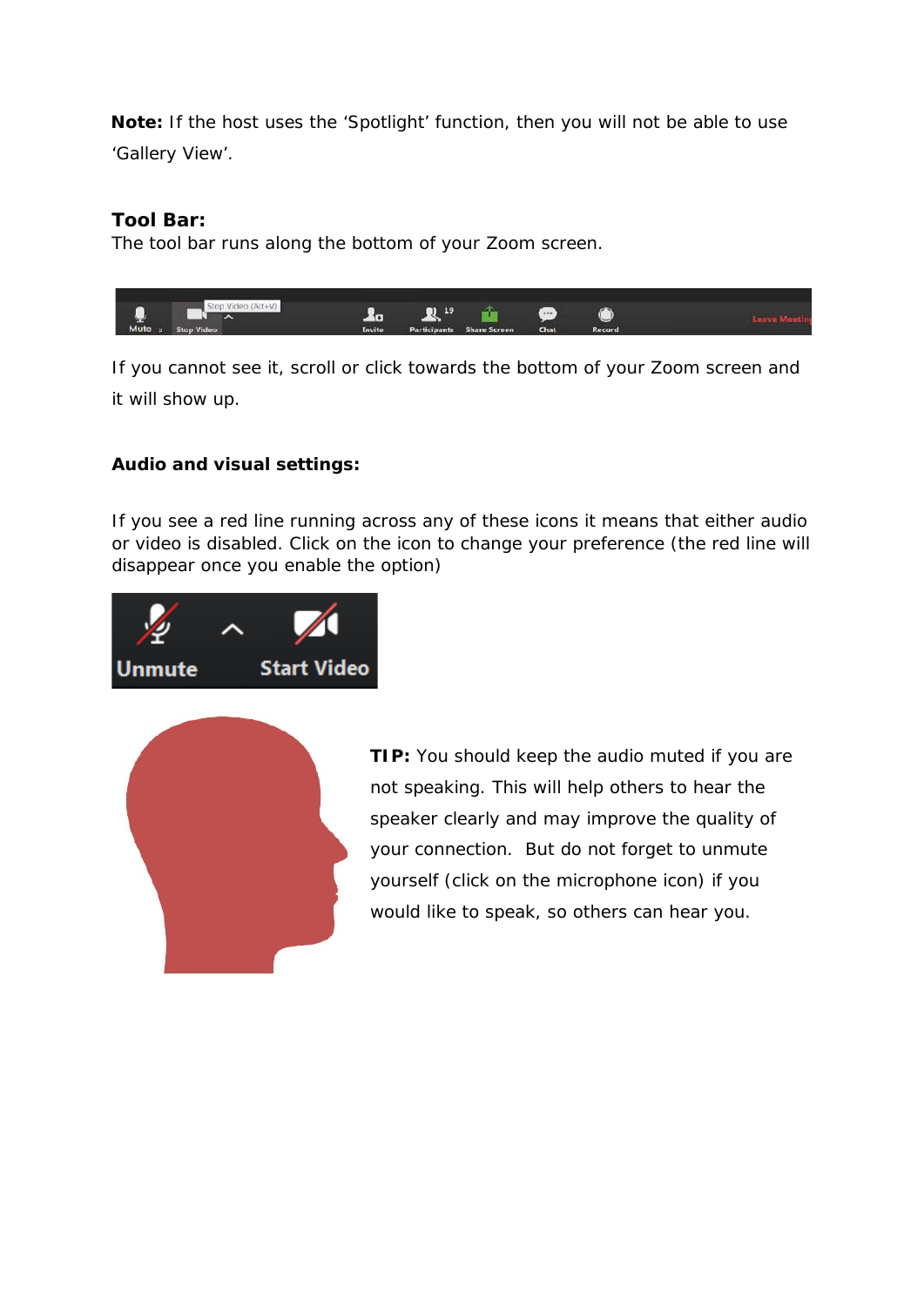**Note:** If the host uses the 'Spotlight' function, then you will not be able to use 'Gallery View'.

**Tool Bar:**
The tool bar runs along the bottom of your Zoom screen.

If you cannot see it, scroll or click towards the bottom of your Zoom screen and it will show up.

**Audio and visual settings:**

If you see a red line running across any of these icons it means that either audio or video is disabled. Click on the icon to change your preference (the red line will disappear once you enable the option)

**TIP:** You should keep the audio muted if you are not speaking. This will help others to hear the speaker clearly and may improve the quality of your connection. But do not forget to unmute yourself (click on the microphone icon) if you would like to speak, so others can hear you.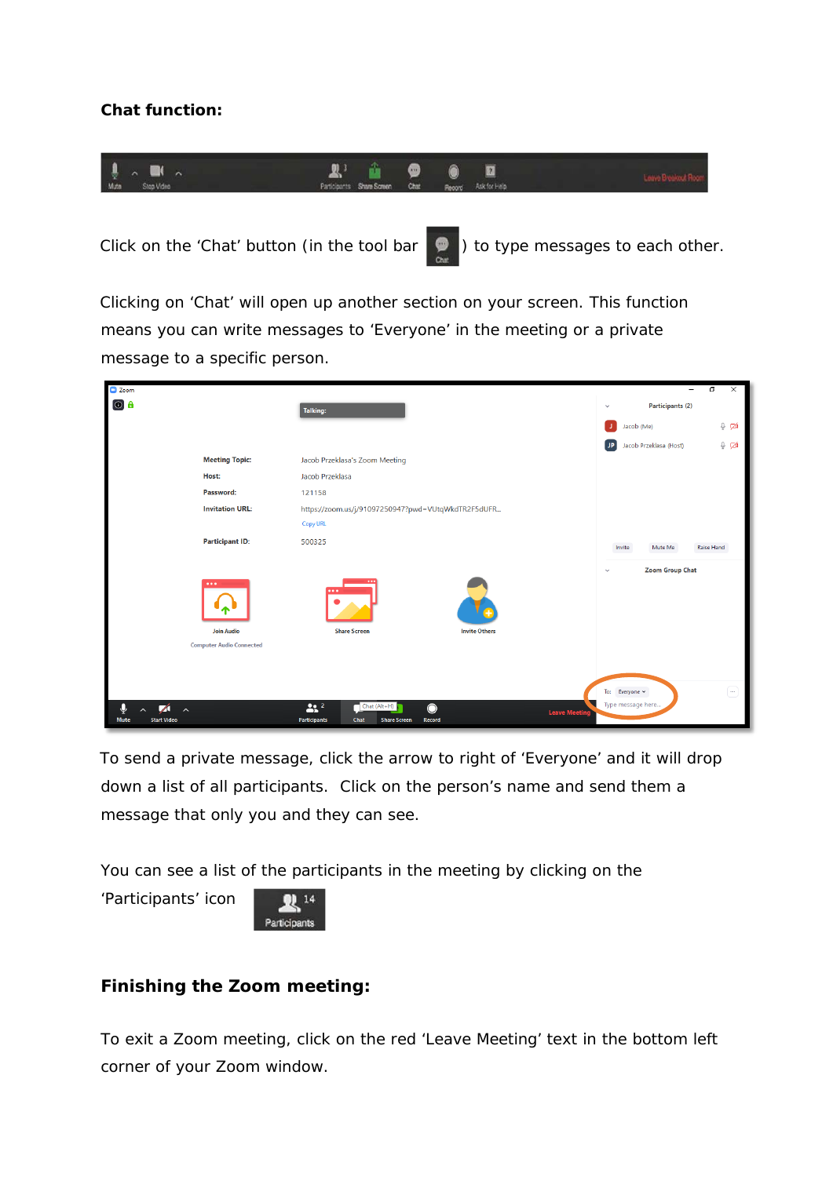**Chat function:**

Click on the 'Chat' button (in the tool bar ) to type messages to each other.

Clicking on 'Chat' will open up another section on your screen. This function means you can write messages to 'Everyone' in the meeting or a private message to a specific person.

To send a private message, click the arrow to right of 'Everyone' and it will drop down a list of all participants. Click on the person's name and send them a message that only you and they can see.

You can see a list of the participants in the meeting by clicking on the 'Participants' icon

**Finishing the Zoom meeting:**

To exit a Zoom meeting, click on the red 'Leave Meeting' text in the bottom left corner of your Zoom window.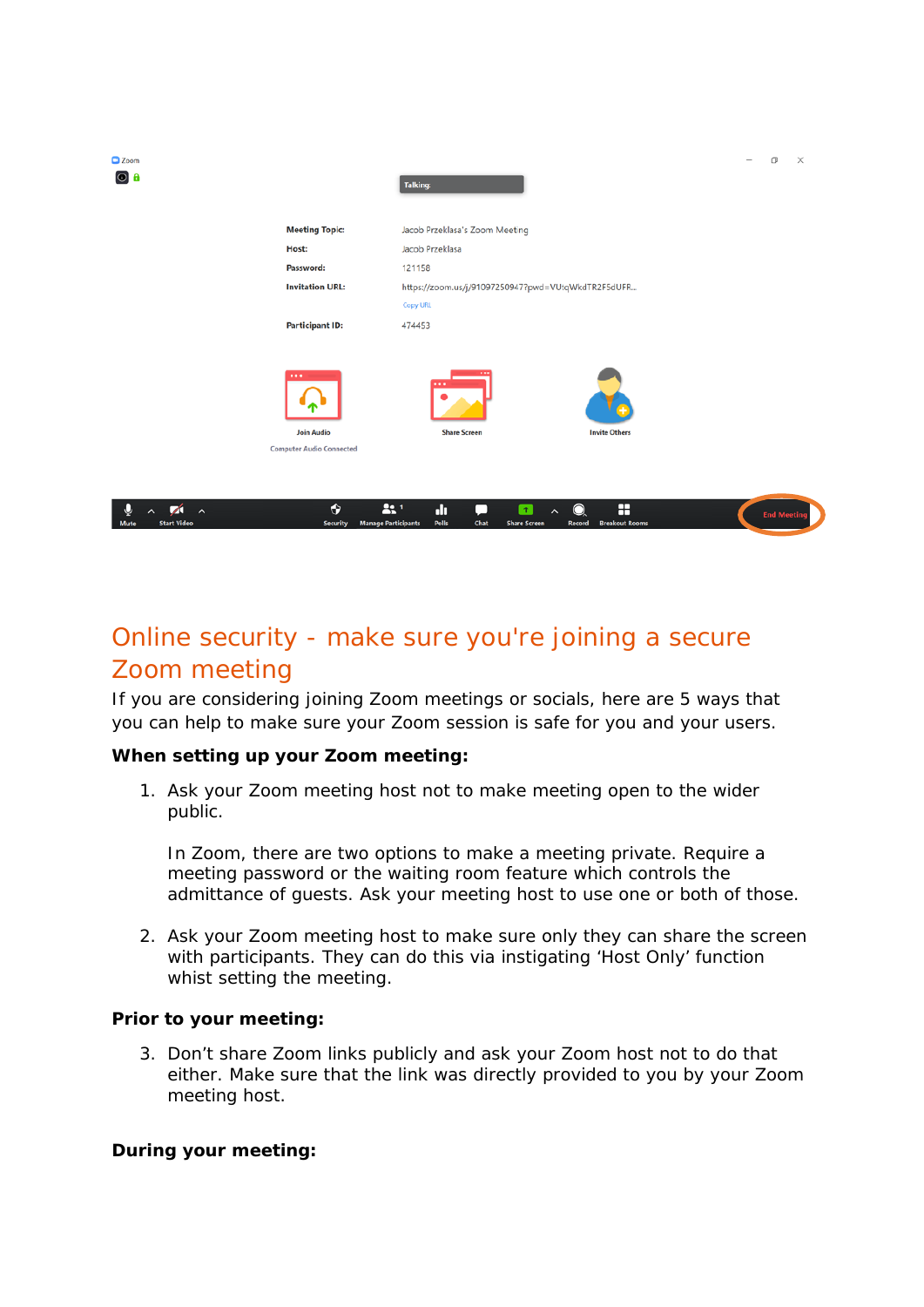# Online security - make sure you're joining a secure Zoom meeting

If you are considering joining Zoom meetings or socials, here are 5 ways that you can help to make sure your Zoom session is safe for you and your users.

**When setting up your Zoom meeting:**

1. Ask your Zoom meeting host not to make meeting open to the wider public.

   In Zoom, there are two options to make a meeting private. Require a meeting password or the waiting room feature which controls the admittance of guests. Ask your meeting host to use one or both of those.

2. Ask your Zoom meeting host to make sure only they can share the screen with participants. They can do this via instigating 'Host Only' function whist setting the meeting.

**Prior to your meeting:**

3. Don't share Zoom links publicly and ask your Zoom host not to do that either. Make sure that the link was directly provided to you by your Zoom meeting host.

**During your meeting:**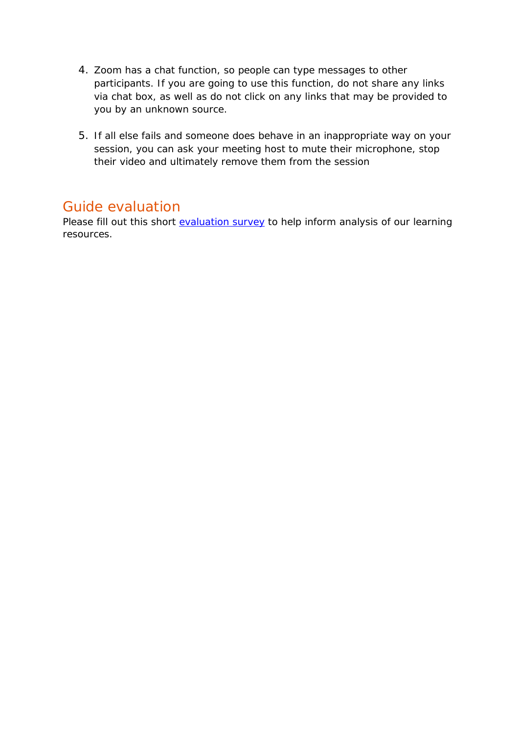4. Zoom has a chat function, so people can type messages to other participants. If you are going to use this function, do not share any links via chat box, as well as do not click on any links that may be provided to you by an unknown source.

5. If all else fails and someone does behave in an inappropriate way on your session, you can ask your meeting host to mute their microphone, stop their video and ultimately remove them from the session

## Guide evaluation

Please fill out this short evaluation survey to help inform analysis of our learning resources.